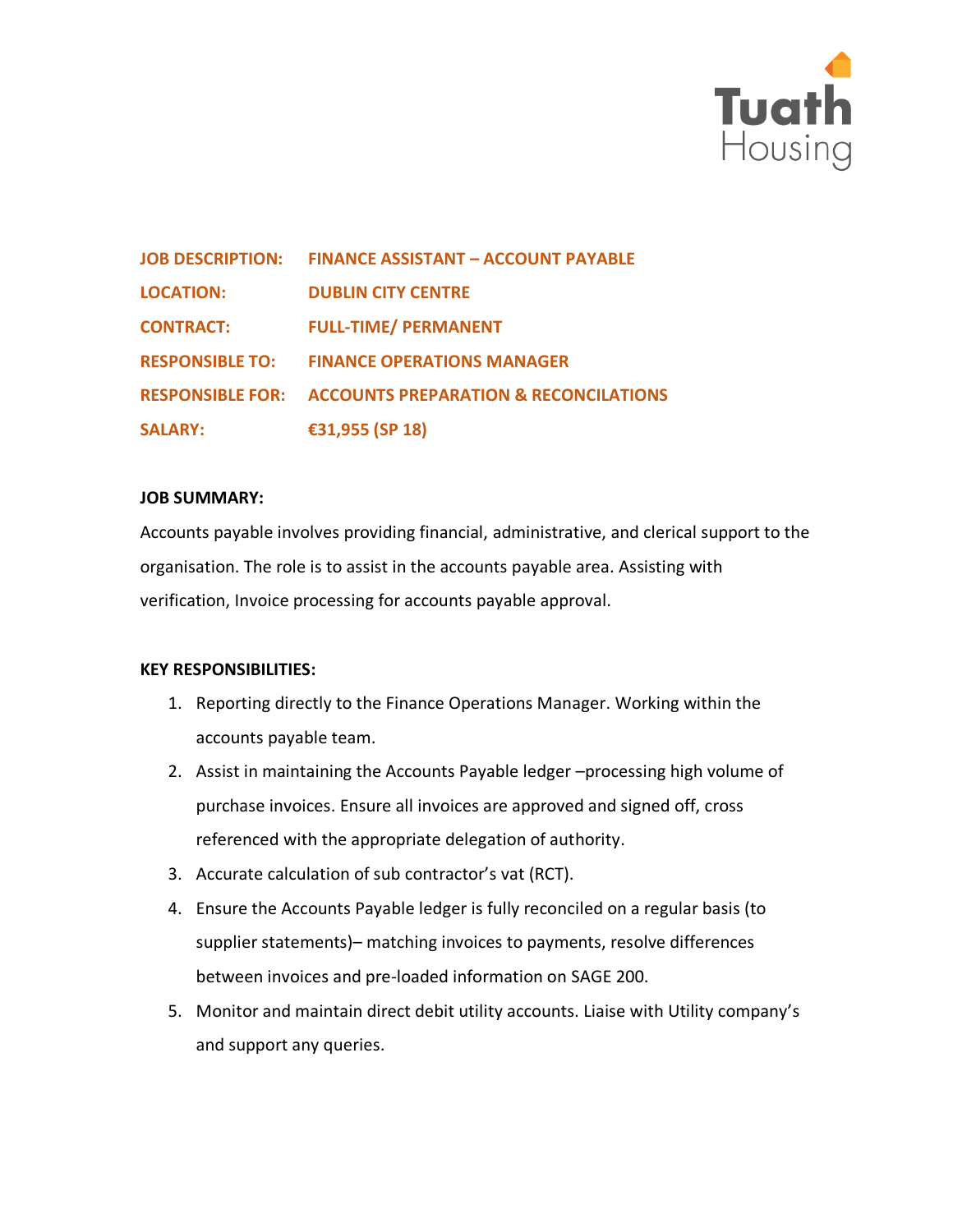Tuath Housing

| | |
|---|---|
| **JOB DESCRIPTION:** | **FINANCE ASSISTANT – ACCOUNT PAYABLE** |
| **LOCATION:** | **DUBLIN CITY CENTRE** |
| **CONTRACT:** | **FULL-TIME/ PERMANENT** |
| **RESPONSIBLE TO:** | **FINANCE OPERATIONS MANAGER** |
| **RESPONSIBLE FOR:** | **ACCOUNTS PREPARATION & RECONCILATIONS** |
| **SALARY:** | **€31,955 (SP 18)** |

**JOB SUMMARY:**

Accounts payable involves providing financial, administrative, and clerical support to the organisation. The role is to assist in the accounts payable area. Assisting with verification, Invoice processing for accounts payable approval.

**KEY RESPONSIBILITIES:**

1. Reporting directly to the Finance Operations Manager. Working within the accounts payable team.
2. Assist in maintaining the Accounts Payable ledger –processing high volume of purchase invoices. Ensure all invoices are approved and signed off, cross referenced with the appropriate delegation of authority.
3. Accurate calculation of sub contractor's vat (RCT).
4. Ensure the Accounts Payable ledger is fully reconciled on a regular basis (to supplier statements)– matching invoices to payments, resolve differences between invoices and pre-loaded information on SAGE 200.
5. Monitor and maintain direct debit utility accounts. Liaise with Utility company's and support any queries.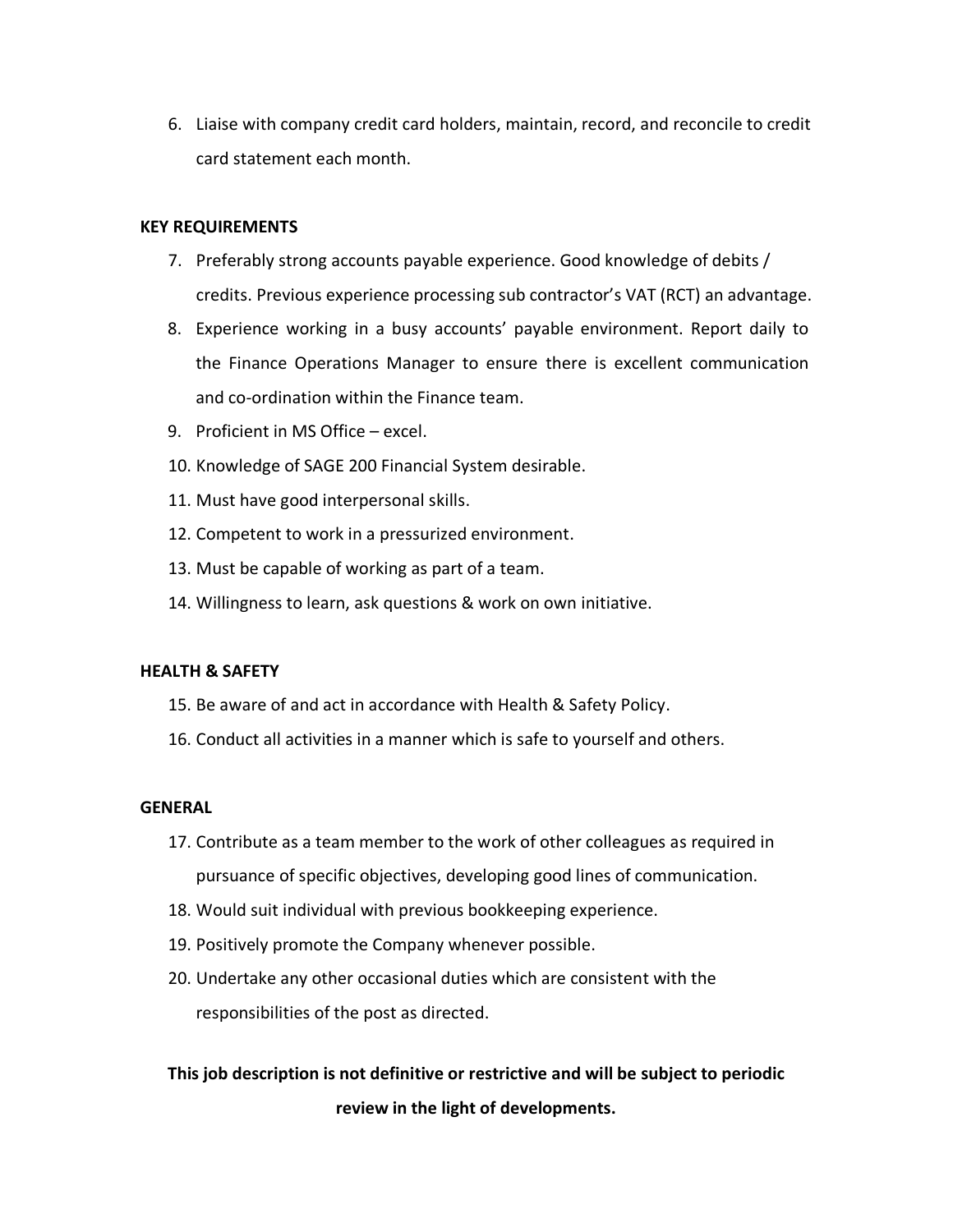6. Liaise with company credit card holders, maintain, record, and reconcile to credit card statement each month.

**KEY REQUIREMENTS**

7. Preferably strong accounts payable experience. Good knowledge of debits / credits. Previous experience processing sub contractor's VAT (RCT) an advantage.
8. Experience working in a busy accounts' payable environment. Report daily to the Finance Operations Manager to ensure there is excellent communication and co-ordination within the Finance team.
9. Proficient in MS Office – excel.
10. Knowledge of SAGE 200 Financial System desirable.
11. Must have good interpersonal skills.
12. Competent to work in a pressurized environment.
13. Must be capable of working as part of a team.
14. Willingness to learn, ask questions & work on own initiative.

**HEALTH & SAFETY**

15. Be aware of and act in accordance with Health & Safety Policy.
16. Conduct all activities in a manner which is safe to yourself and others.

**GENERAL**

17. Contribute as a team member to the work of other colleagues as required in pursuance of specific objectives, developing good lines of communication.
18. Would suit individual with previous bookkeeping experience.
19. Positively promote the Company whenever possible.
20. Undertake any other occasional duties which are consistent with the responsibilities of the post as directed.

**This job description is not definitive or restrictive and will be subject to periodic review in the light of developments.**